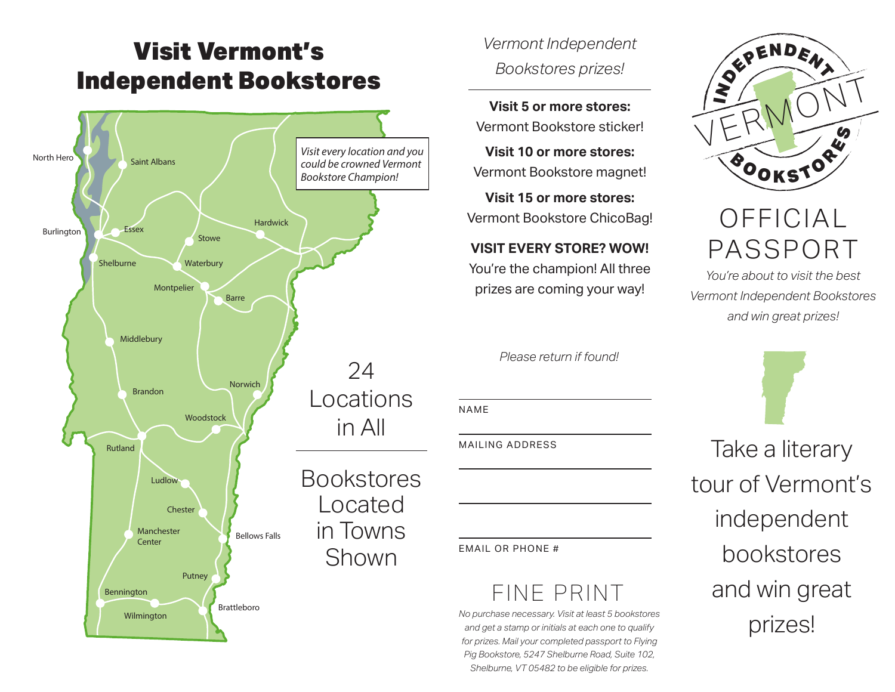# Visit Vermont's Independent Bookstores

North Hero
Saint Albans
Burlington
Essex
Shelburne
Stowe
Hardwick
Waterbury
Montpelier
Barre
Middlebury
Brandon
Norwich
Woodstock
Rutland
Ludlow
Chester
Manchester Center
Bellows Falls
Putney
Bennington
Wilmington
Brattleboro

*Visit every location and you could be crowned Vermont Bookstore Champion!*

24 Locations in All

Bookstores Located in Towns Shown

*Vermont Independent Bookstores prizes!*

**Visit 5 or more stores:**
Vermont Bookstore sticker!

**Visit 10 or more stores:**
Vermont Bookstore magnet!

**Visit 15 or more stores:**
Vermont Bookstore ChicoBag!

**VISIT EVERY STORE? WOW!**
You're the champion! All three prizes are coming your way!

*Please return if found!*

NAME

MAILING ADDRESS

EMAIL OR PHONE #

## FINE PRINT

*No purchase necessary. Visit at least 5 bookstores and get a stamp or initials at each one to qualify for prizes. Mail your completed passport to Flying Pig Bookstore, 5247 Shelburne Road, Suite 102, Shelburne, VT 05482 to be eligible for prizes.*

INDEPENDENT VERMONT BOOKSTORES

# OFFICIAL PASSPORT

*You're about to visit the best Vermont Independent Bookstores and win great prizes!*

Take a literary tour of Vermont's independent bookstores and win great prizes!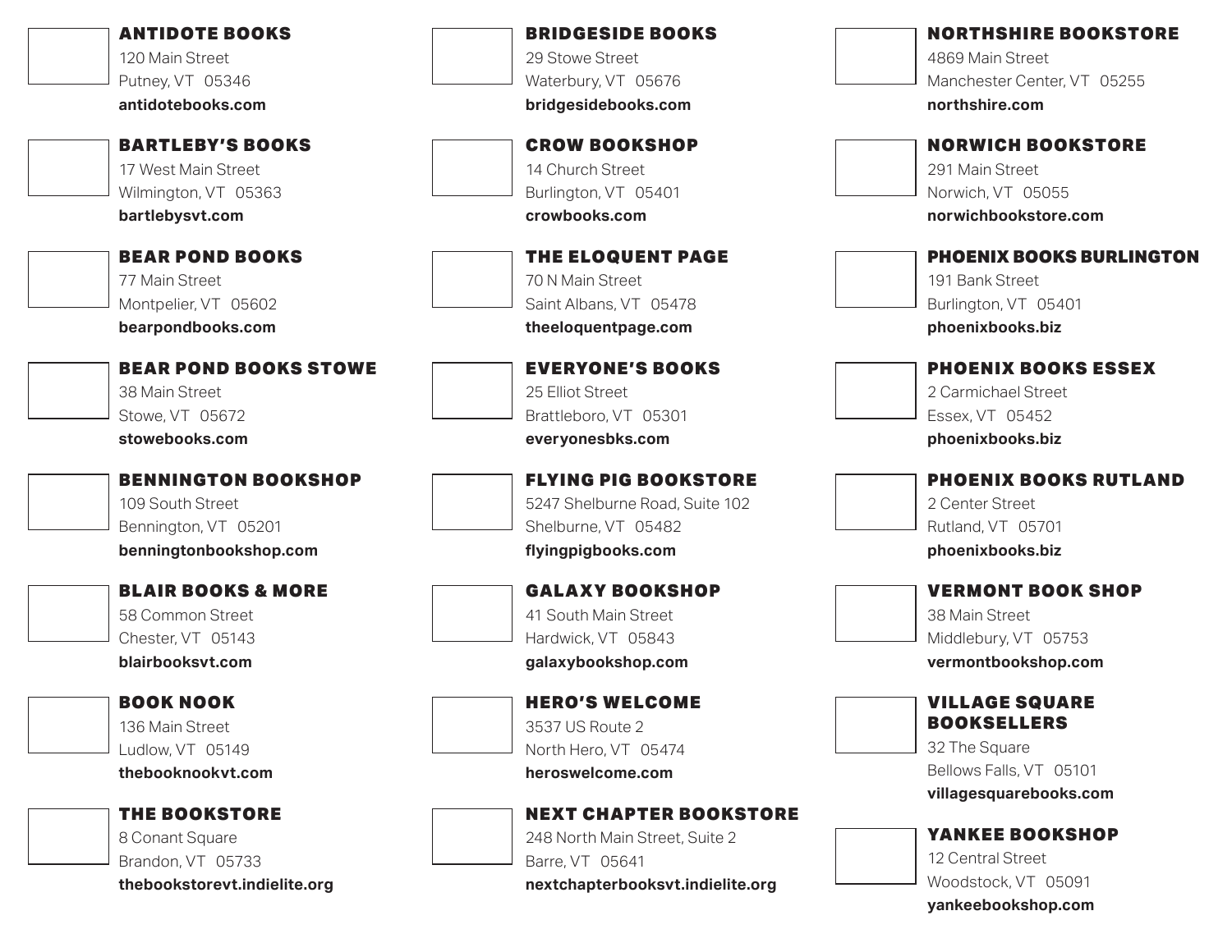**ANTIDOTE BOOKS**
120 Main Street
Putney, VT 05346
**antidotebooks.com**

**BARTLEBY'S BOOKS**
17 West Main Street
Wilmington, VT 05363
**bartlebysvt.com**

**BEAR POND BOOKS**
77 Main Street
Montpelier, VT 05602
**bearpondbooks.com**

**BEAR POND BOOKS STOWE**
38 Main Street
Stowe, VT 05672
**stowebooks.com**

**BENNINGTON BOOKSHOP**
109 South Street
Bennington, VT 05201
**benningtonbookshop.com**

**BLAIR BOOKS & MORE**
58 Common Street
Chester, VT 05143
**blairbooksvt.com**

**BOOK NOOK**
136 Main Street
Ludlow, VT 05149
**thebooknookvt.com**

**THE BOOKSTORE**
8 Conant Square
Brandon, VT 05733
**thebookstorevt.indielite.org**

**BRIDGESIDE BOOKS**
29 Stowe Street
Waterbury, VT 05676
**bridgesidebooks.com**

**CROW BOOKSHOP**
14 Church Street
Burlington, VT 05401
**crowbooks.com**

**THE ELOQUENT PAGE**
70 N Main Street
Saint Albans, VT 05478
**theeloquentpage.com**

**EVERYONE'S BOOKS**
25 Elliot Street
Brattleboro, VT 05301
**everyonesbks.com**

**FLYING PIG BOOKSTORE**
5247 Shelburne Road, Suite 102
Shelburne, VT 05482
**flyingpigbooks.com**

**GALAXY BOOKSHOP**
41 South Main Street
Hardwick, VT 05843
**galaxybookshop.com**

**HERO'S WELCOME**
3537 US Route 2
North Hero, VT 05474
**heroswelcome.com**

**NEXT CHAPTER BOOKSTORE**
248 North Main Street, Suite 2
Barre, VT 05641
**nextchapterbooksvt.indielite.org**

**NORTHSHIRE BOOKSTORE**
4869 Main Street
Manchester Center, VT 05255
**northshire.com**

**NORWICH BOOKSTORE**
291 Main Street
Norwich, VT 05055
**norwichbookstore.com**

**PHOENIX BOOKS BURLINGTON**
191 Bank Street
Burlington, VT 05401
**phoenixbooks.biz**

**PHOENIX BOOKS ESSEX**
2 Carmichael Street
Essex, VT 05452
**phoenixbooks.biz**

**PHOENIX BOOKS RUTLAND**
2 Center Street
Rutland, VT 05701
**phoenixbooks.biz**

**VERMONT BOOK SHOP**
38 Main Street
Middlebury, VT 05753
**vermontbookshop.com**

**VILLAGE SQUARE BOOKSELLERS**
32 The Square
Bellows Falls, VT 05101
**villagesquarebooks.com**

**YANKEE BOOKSHOP**
12 Central Street
Woodstock, VT 05091
**yankeebookshop.com**